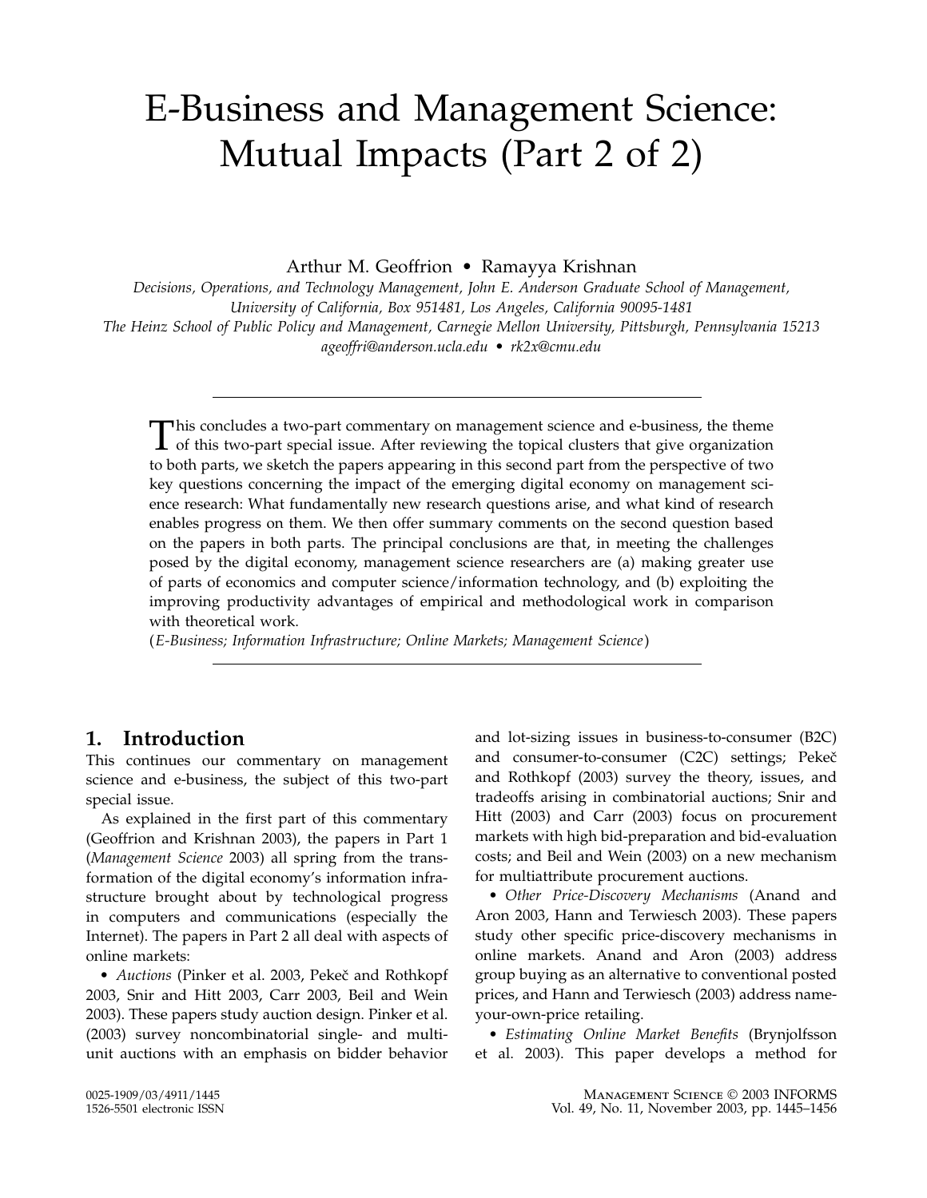# E-Business and Management Science: Mutual Impacts (Part 2 of 2)

Arthur M. Geoffrion • Ramayya Krishnan

*Decisions, Operations, and Technology Management, John E. Anderson Graduate School of Management, University of California, Box 951481, Los Angeles, California 90095-1481*

*The Heinz School of Public Policy and Management, Carnegie Mellon University, Pittsburgh, Pennsylvania 15213*

*ageoffri@anderson.ucla.edu • rk2x@cmu.edu*

---

This concludes a two-part commentary on management science and e-business, the theme of this two-part special issue. After reviewing the topical clusters that give organization to both parts, we sketch the papers appearing in this second part from the perspective of two key questions concerning the impact of the emerging digital economy on management science research: What fundamentally new research questions arise, and what kind of research enables progress on them. We then offer summary comments on the second question based on the papers in both parts. The principal conclusions are that, in meeting the challenges posed by the digital economy, management science researchers are (a) making greater use of parts of economics and computer science/information technology, and (b) exploiting the improving productivity advantages of empirical and methodological work in comparison with theoretical work.

(*E-Business; Information Infrastructure; Online Markets; Management Science*)

---

## 1. Introduction

This continues our commentary on management science and e-business, the subject of this two-part special issue.

As explained in the first part of this commentary (Geoffrion and Krishnan 2003), the papers in Part 1 (*Management Science* 2003) all spring from the transformation of the digital economy's information infrastructure brought about by technological progress in computers and communications (especially the Internet). The papers in Part 2 all deal with aspects of online markets:

- *Auctions* (Pinker et al. 2003, Pekeč and Rothkopf 2003, Snir and Hitt 2003, Carr 2003, Beil and Wein 2003). These papers study auction design. Pinker et al. (2003) survey noncombinatorial single- and multi-unit auctions with an emphasis on bidder behavior and lot-sizing issues in business-to-consumer (B2C) and consumer-to-consumer (C2C) settings; Pekeč and Rothkopf (2003) survey the theory, issues, and tradeoffs arising in combinatorial auctions; Snir and Hitt (2003) and Carr (2003) focus on procurement markets with high bid-preparation and bid-evaluation costs; and Beil and Wein (2003) on a new mechanism for multiattribute procurement auctions.
- *Other Price-Discovery Mechanisms* (Anand and Aron 2003, Hann and Terwiesch 2003). These papers study other specific price-discovery mechanisms in online markets. Anand and Aron (2003) address group buying as an alternative to conventional posted prices, and Hann and Terwiesch (2003) address name-your-own-price retailing.
- *Estimating Online Market Benefits* (Brynjolfsson et al. 2003). This paper develops a method for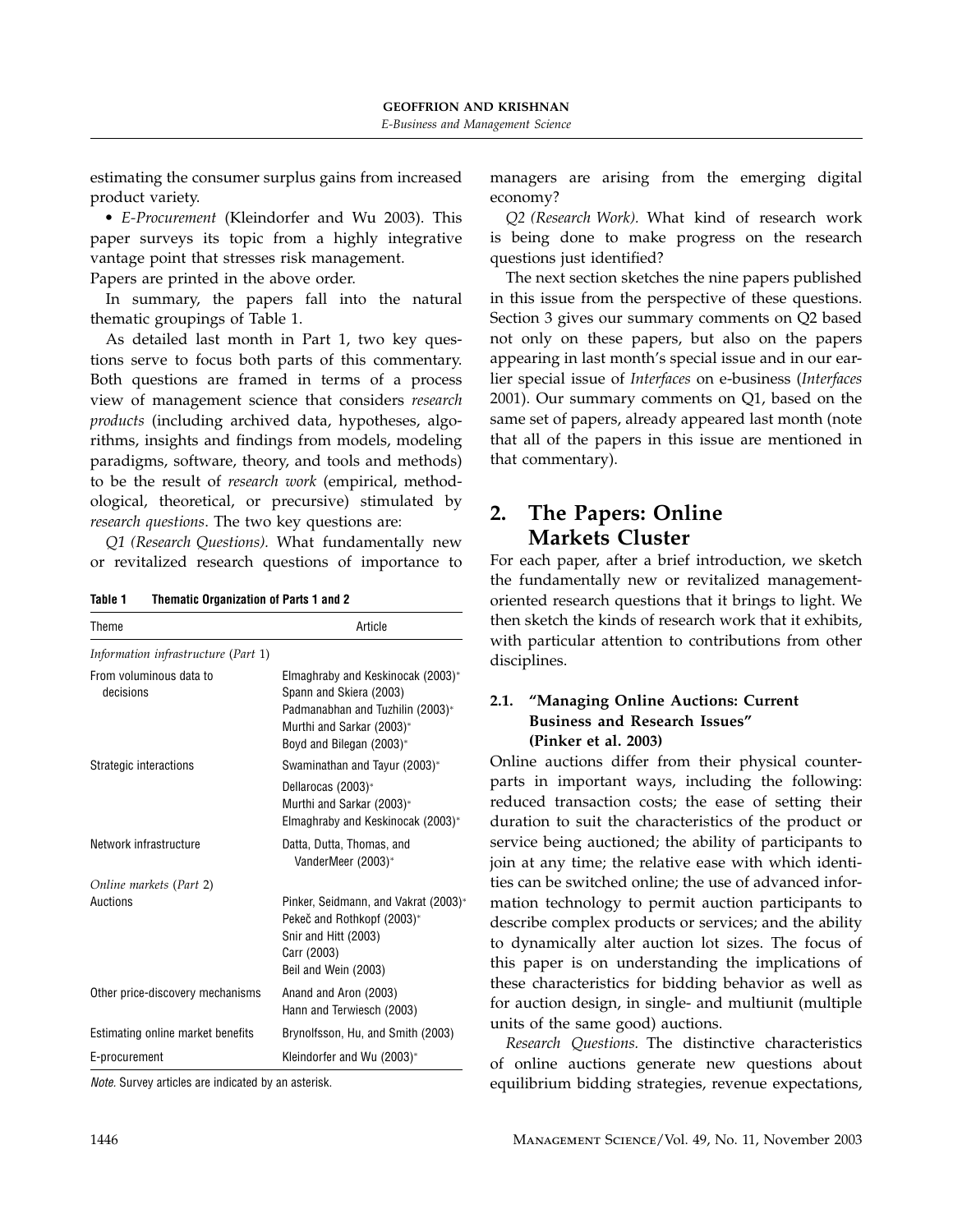estimating the consumer surplus gains from increased product variety.

• *E-Procurement* (Kleindorfer and Wu 2003). This paper surveys its topic from a highly integrative vantage point that stresses risk management.

Papers are printed in the above order.

In summary, the papers fall into the natural thematic groupings of Table 1.

As detailed last month in Part 1, two key questions serve to focus both parts of this commentary. Both questions are framed in terms of a process view of management science that considers *research products* (including archived data, hypotheses, algorithms, insights and findings from models, modeling paradigms, software, theory, and tools and methods) to be the result of *research work* (empirical, methodological, theoretical, or precursive) stimulated by *research questions*. The two key questions are:

*Q1 (Research Questions).* What fundamentally new or revitalized research questions of importance to managers are arising from the emerging digital economy?

*Q2 (Research Work).* What kind of research work is being done to make progress on the research questions just identified?

The next section sketches the nine papers published in this issue from the perspective of these questions. Section 3 gives our summary comments on Q2 based not only on these papers, but also on the papers appearing in last month's special issue and in our earlier special issue of *Interfaces* on e-business (*Interfaces* 2001). Our summary comments on Q1, based on the same set of papers, already appeared last month (note that all of the papers in this issue are mentioned in that commentary).

**Table 1 Thematic Organization of Parts 1 and 2**

| Theme | Article |
|---|---|
| *Information infrastructure (Part 1)* | |
| From voluminous data to decisions | Elmaghraby and Keskinocak (2003)*<br>Spann and Skiera (2003)<br>Padmanabhan and Tuzhilin (2003)*<br>Murthi and Sarkar (2003)*<br>Boyd and Bilegan (2003)* |
| Strategic interactions | Swaminathan and Tayur (2003)*<br>Dellarocas (2003)*<br>Murthi and Sarkar (2003)*<br>Elmaghraby and Keskinocak (2003)* |
| Network infrastructure | Datta, Dutta, Thomas, and VanderMeer (2003)* |
| *Online markets (Part 2)* | |
| Auctions | Pinker, Seidmann, and Vakrat (2003)*<br>Pekeč and Rothkopf (2003)*<br>Snir and Hitt (2003)<br>Carr (2003)<br>Beil and Wein (2003) |
| Other price-discovery mechanisms | Anand and Aron (2003)<br>Hann and Terwiesch (2003) |
| Estimating online market benefits | Brynolfsson, Hu, and Smith (2003) |
| E-procurement | Kleindorfer and Wu (2003)* |

*Note.* Survey articles are indicated by an asterisk.

## 2. The Papers: Online Markets Cluster

For each paper, after a brief introduction, we sketch the fundamentally new or revitalized management-oriented research questions that it brings to light. We then sketch the kinds of research work that it exhibits, with particular attention to contributions from other disciplines.

### 2.1. "Managing Online Auctions: Current Business and Research Issues" (Pinker et al. 2003)

Online auctions differ from their physical counterparts in important ways, including the following: reduced transaction costs; the ease of setting their duration to suit the characteristics of the product or service being auctioned; the ability of participants to join at any time; the relative ease with which identities can be switched online; the use of advanced information technology to permit auction participants to describe complex products or services; and the ability to dynamically alter auction lot sizes. The focus of this paper is on understanding the implications of these characteristics for bidding behavior as well as for auction design, in single- and multiunit (multiple units of the same good) auctions.

*Research Questions.* The distinctive characteristics of online auctions generate new questions about equilibrium bidding strategies, revenue expectations,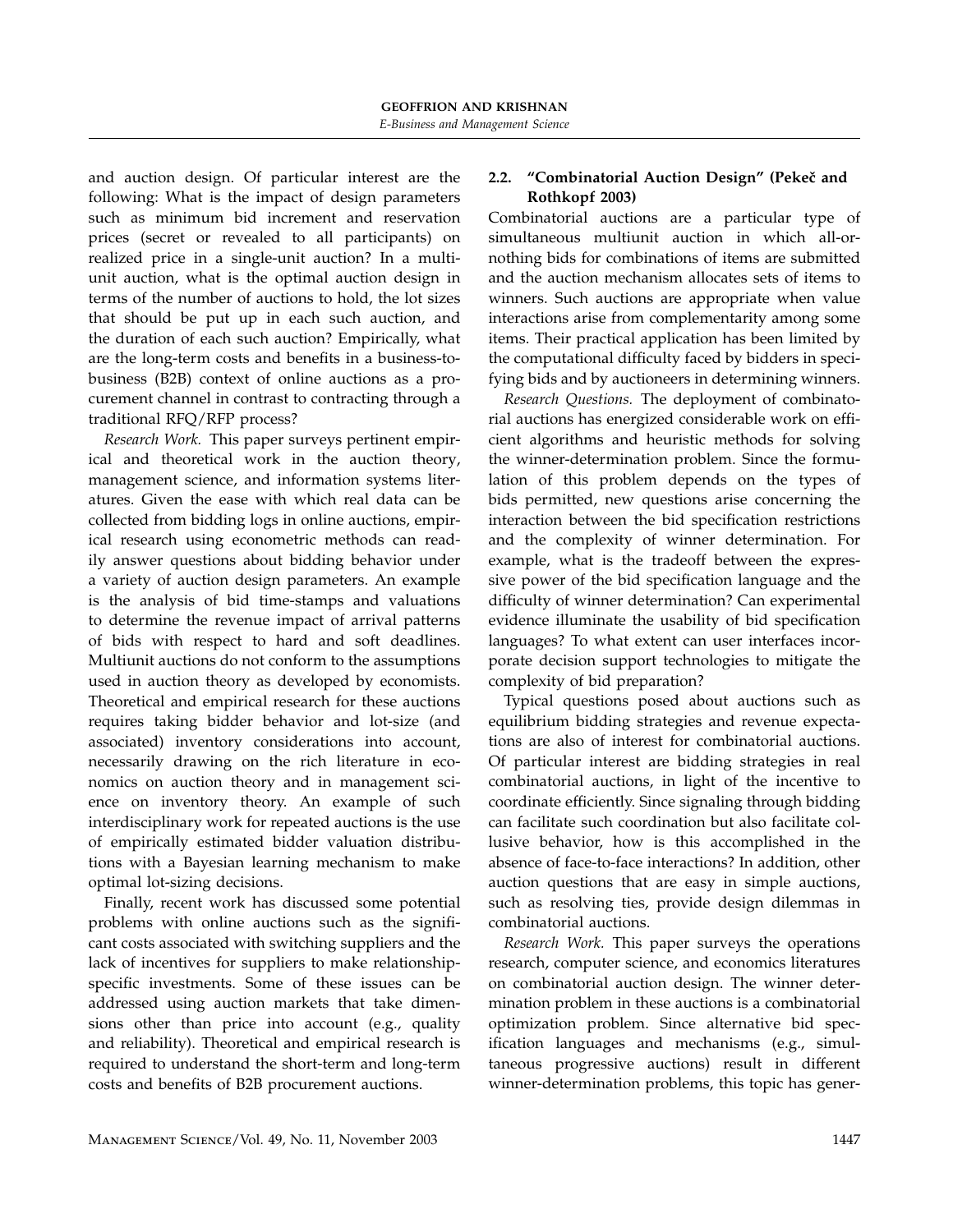and auction design. Of particular interest are the following: What is the impact of design parameters such as minimum bid increment and reservation prices (secret or revealed to all participants) on realized price in a single-unit auction? In a multiunit auction, what is the optimal auction design in terms of the number of auctions to hold, the lot sizes that should be put up in each such auction, and the duration of each such auction? Empirically, what are the long-term costs and benefits in a business-to-business (B2B) context of online auctions as a procurement channel in contrast to contracting through a traditional RFQ/RFP process?

*Research Work.* This paper surveys pertinent empirical and theoretical work in the auction theory, management science, and information systems literatures. Given the ease with which real data can be collected from bidding logs in online auctions, empirical research using econometric methods can readily answer questions about bidding behavior under a variety of auction design parameters. An example is the analysis of bid time-stamps and valuations to determine the revenue impact of arrival patterns of bids with respect to hard and soft deadlines. Multiunit auctions do not conform to the assumptions used in auction theory as developed by economists. Theoretical and empirical research for these auctions requires taking bidder behavior and lot-size (and associated) inventory considerations into account, necessarily drawing on the rich literature in economics on auction theory and in management science on inventory theory. An example of such interdisciplinary work for repeated auctions is the use of empirically estimated bidder valuation distributions with a Bayesian learning mechanism to make optimal lot-sizing decisions.

Finally, recent work has discussed some potential problems with online auctions such as the significant costs associated with switching suppliers and the lack of incentives for suppliers to make relationship-specific investments. Some of these issues can be addressed using auction markets that take dimensions other than price into account (e.g., quality and reliability). Theoretical and empirical research is required to understand the short-term and long-term costs and benefits of B2B procurement auctions.

### 2.2. "Combinatorial Auction Design" (Pekeč and Rothkopf 2003)

Combinatorial auctions are a particular type of simultaneous multiunit auction in which all-or-nothing bids for combinations of items are submitted and the auction mechanism allocates sets of items to winners. Such auctions are appropriate when value interactions arise from complementarity among some items. Their practical application has been limited by the computational difficulty faced by bidders in specifying bids and by auctioneers in determining winners.

*Research Questions.* The deployment of combinatorial auctions has energized considerable work on efficient algorithms and heuristic methods for solving the winner-determination problem. Since the formulation of this problem depends on the types of bids permitted, new questions arise concerning the interaction between the bid specification restrictions and the complexity of winner determination. For example, what is the tradeoff between the expressive power of the bid specification language and the difficulty of winner determination? Can experimental evidence illuminate the usability of bid specification languages? To what extent can user interfaces incorporate decision support technologies to mitigate the complexity of bid preparation?

Typical questions posed about auctions such as equilibrium bidding strategies and revenue expectations are also of interest for combinatorial auctions. Of particular interest are bidding strategies in real combinatorial auctions, in light of the incentive to coordinate efficiently. Since signaling through bidding can facilitate such coordination but also facilitate collusive behavior, how is this accomplished in the absence of face-to-face interactions? In addition, other auction questions that are easy in simple auctions, such as resolving ties, provide design dilemmas in combinatorial auctions.

*Research Work.* This paper surveys the operations research, computer science, and economics literatures on combinatorial auction design. The winner determination problem in these auctions is a combinatorial optimization problem. Since alternative bid specification languages and mechanisms (e.g., simultaneous progressive auctions) result in different winner-determination problems, this topic has gener-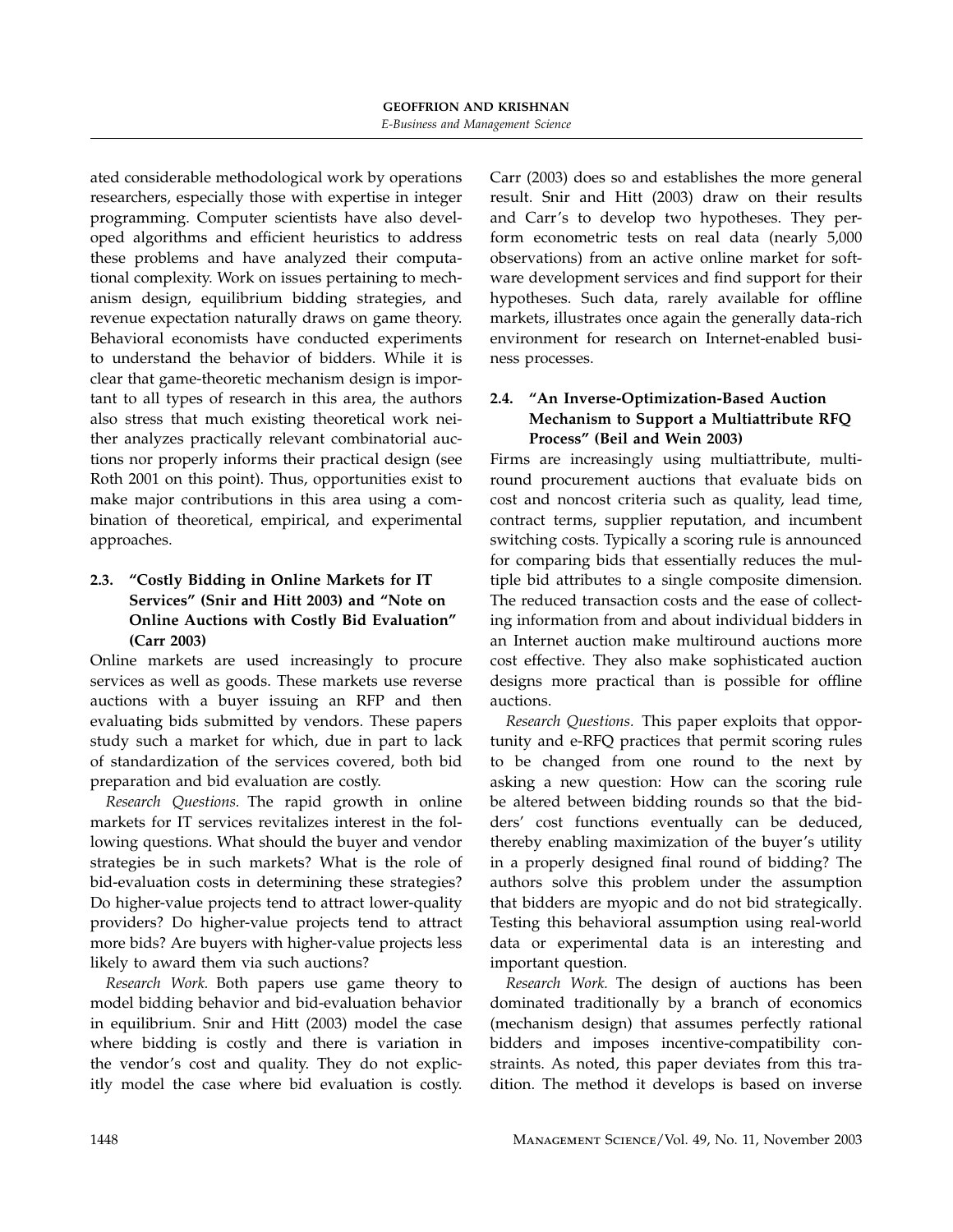ated considerable methodological work by operations researchers, especially those with expertise in integer programming. Computer scientists have also developed algorithms and efficient heuristics to address these problems and have analyzed their computational complexity. Work on issues pertaining to mechanism design, equilibrium bidding strategies, and revenue expectation naturally draws on game theory. Behavioral economists have conducted experiments to understand the behavior of bidders. While it is clear that game-theoretic mechanism design is important to all types of research in this area, the authors also stress that much existing theoretical work neither analyzes practically relevant combinatorial auctions nor properly informs their practical design (see Roth 2001 on this point). Thus, opportunities exist to make major contributions in this area using a combination of theoretical, empirical, and experimental approaches.

### 2.3. "Costly Bidding in Online Markets for IT Services" (Snir and Hitt 2003) and "Note on Online Auctions with Costly Bid Evaluation" (Carr 2003)

Online markets are used increasingly to procure services as well as goods. These markets use reverse auctions with a buyer issuing an RFP and then evaluating bids submitted by vendors. These papers study such a market for which, due in part to lack of standardization of the services covered, both bid preparation and bid evaluation are costly.

*Research Questions.* The rapid growth in online markets for IT services revitalizes interest in the following questions. What should the buyer and vendor strategies be in such markets? What is the role of bid-evaluation costs in determining these strategies? Do higher-value projects tend to attract lower-quality providers? Do higher-value projects tend to attract more bids? Are buyers with higher-value projects less likely to award them via such auctions?

*Research Work.* Both papers use game theory to model bidding behavior and bid-evaluation behavior in equilibrium. Snir and Hitt (2003) model the case where bidding is costly and there is variation in the vendor's cost and quality. They do not explicitly model the case where bid evaluation is costly. Carr (2003) does so and establishes the more general result. Snir and Hitt (2003) draw on their results and Carr's to develop two hypotheses. They perform econometric tests on real data (nearly 5,000 observations) from an active online market for software development services and find support for their hypotheses. Such data, rarely available for offline markets, illustrates once again the generally data-rich environment for research on Internet-enabled business processes.

### 2.4. "An Inverse-Optimization-Based Auction Mechanism to Support a Multiattribute RFQ Process" (Beil and Wein 2003)

Firms are increasingly using multiattribute, multiround procurement auctions that evaluate bids on cost and noncost criteria such as quality, lead time, contract terms, supplier reputation, and incumbent switching costs. Typically a scoring rule is announced for comparing bids that essentially reduces the multiple bid attributes to a single composite dimension. The reduced transaction costs and the ease of collecting information from and about individual bidders in an Internet auction make multiround auctions more cost effective. They also make sophisticated auction designs more practical than is possible for offline auctions.

*Research Questions.* This paper exploits that opportunity and e-RFQ practices that permit scoring rules to be changed from one round to the next by asking a new question: How can the scoring rule be altered between bidding rounds so that the bidders' cost functions eventually can be deduced, thereby enabling maximization of the buyer's utility in a properly designed final round of bidding? The authors solve this problem under the assumption that bidders are myopic and do not bid strategically. Testing this behavioral assumption using real-world data or experimental data is an interesting and important question.

*Research Work.* The design of auctions has been dominated traditionally by a branch of economics (mechanism design) that assumes perfectly rational bidders and imposes incentive-compatibility constraints. As noted, this paper deviates from this tradition. The method it develops is based on inverse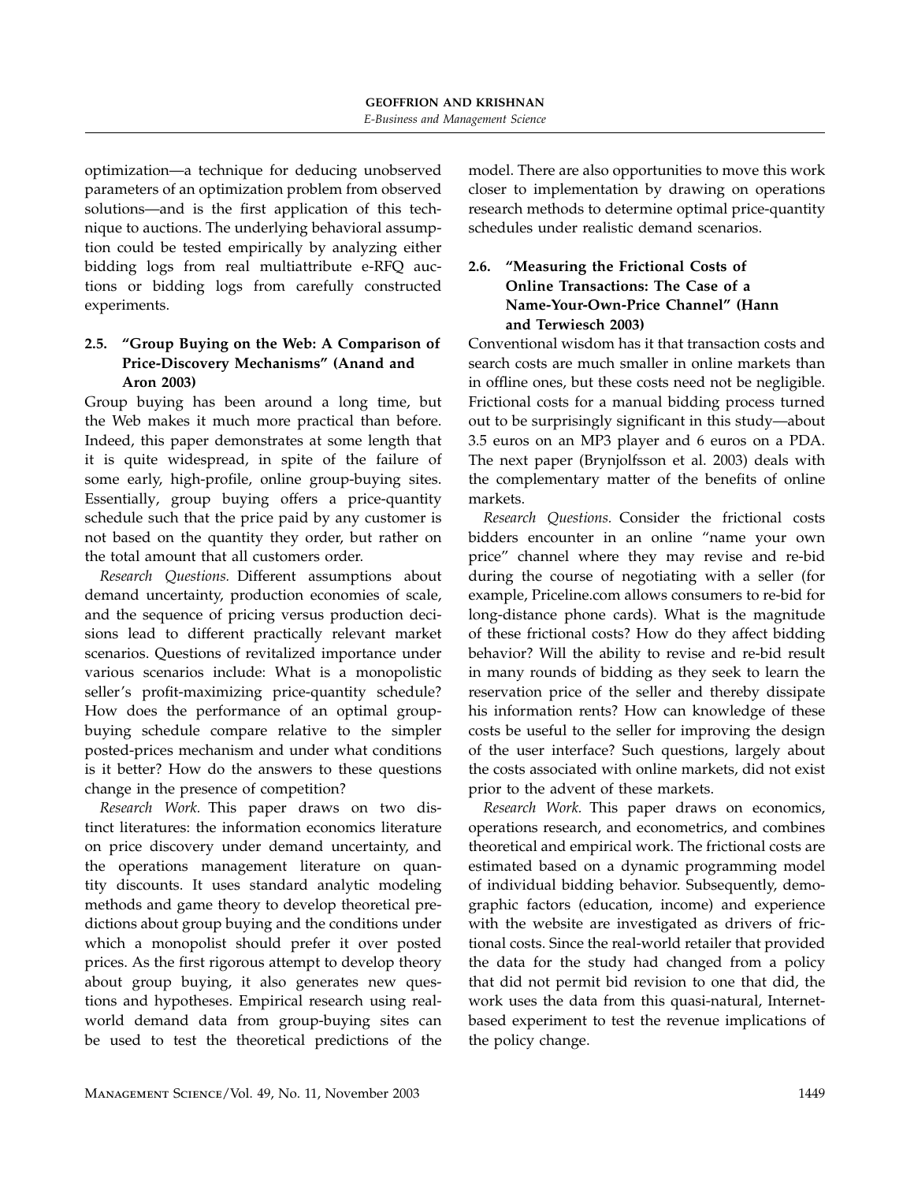optimization—a technique for deducing unobserved parameters of an optimization problem from observed solutions—and is the first application of this technique to auctions. The underlying behavioral assumption could be tested empirically by analyzing either bidding logs from real multiattribute e-RFQ auctions or bidding logs from carefully constructed experiments.

### 2.5. "Group Buying on the Web: A Comparison of Price-Discovery Mechanisms" (Anand and Aron 2003)

Group buying has been around a long time, but the Web makes it much more practical than before. Indeed, this paper demonstrates at some length that it is quite widespread, in spite of the failure of some early, high-profile, online group-buying sites. Essentially, group buying offers a price-quantity schedule such that the price paid by any customer is not based on the quantity they order, but rather on the total amount that all customers order.

*Research Questions.* Different assumptions about demand uncertainty, production economies of scale, and the sequence of pricing versus production decisions lead to different practically relevant market scenarios. Questions of revitalized importance under various scenarios include: What is a monopolistic seller's profit-maximizing price-quantity schedule? How does the performance of an optimal group-buying schedule compare relative to the simpler posted-prices mechanism and under what conditions is it better? How do the answers to these questions change in the presence of competition?

*Research Work.* This paper draws on two distinct literatures: the information economics literature on price discovery under demand uncertainty, and the operations management literature on quantity discounts. It uses standard analytic modeling methods and game theory to develop theoretical predictions about group buying and the conditions under which a monopolist should prefer it over posted prices. As the first rigorous attempt to develop theory about group buying, it also generates new questions and hypotheses. Empirical research using real-world demand data from group-buying sites can be used to test the theoretical predictions of the model. There are also opportunities to move this work closer to implementation by drawing on operations research methods to determine optimal price-quantity schedules under realistic demand scenarios.

### 2.6. "Measuring the Frictional Costs of Online Transactions: The Case of a Name-Your-Own-Price Channel" (Hann and Terwiesch 2003)

Conventional wisdom has it that transaction costs and search costs are much smaller in online markets than in offline ones, but these costs need not be negligible. Frictional costs for a manual bidding process turned out to be surprisingly significant in this study—about 3.5 euros on an MP3 player and 6 euros on a PDA. The next paper (Brynjolfsson et al. 2003) deals with the complementary matter of the benefits of online markets.

*Research Questions.* Consider the frictional costs bidders encounter in an online "name your own price" channel where they may revise and re-bid during the course of negotiating with a seller (for example, Priceline.com allows consumers to re-bid for long-distance phone cards). What is the magnitude of these frictional costs? How do they affect bidding behavior? Will the ability to revise and re-bid result in many rounds of bidding as they seek to learn the reservation price of the seller and thereby dissipate his information rents? How can knowledge of these costs be useful to the seller for improving the design of the user interface? Such questions, largely about the costs associated with online markets, did not exist prior to the advent of these markets.

*Research Work.* This paper draws on economics, operations research, and econometrics, and combines theoretical and empirical work. The frictional costs are estimated based on a dynamic programming model of individual bidding behavior. Subsequently, demographic factors (education, income) and experience with the website are investigated as drivers of frictional costs. Since the real-world retailer that provided the data for the study had changed from a policy that did not permit bid revision to one that did, the work uses the data from this quasi-natural, Internet-based experiment to test the revenue implications of the policy change.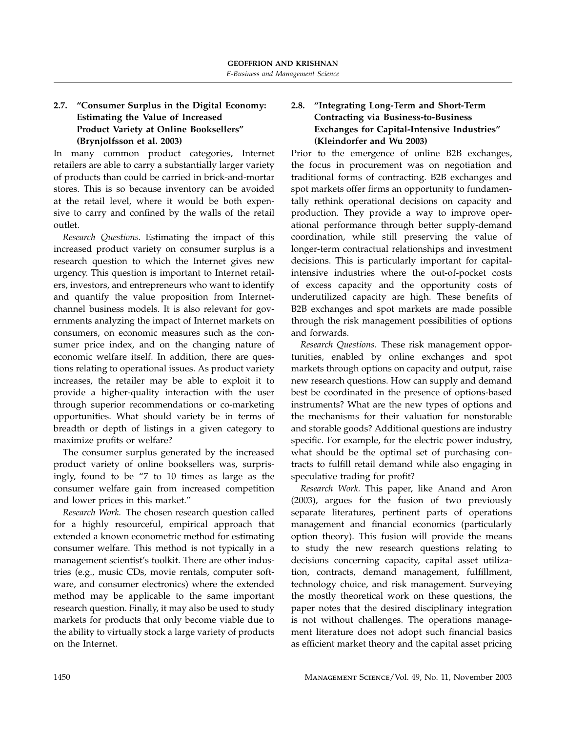### 2.7. "Consumer Surplus in the Digital Economy: Estimating the Value of Increased Product Variety at Online Booksellers" (Brynjolfsson et al. 2003)

In many common product categories, Internet retailers are able to carry a substantially larger variety of products than could be carried in brick-and-mortar stores. This is so because inventory can be avoided at the retail level, where it would be both expensive to carry and confined by the walls of the retail outlet.

*Research Questions.* Estimating the impact of this increased product variety on consumer surplus is a research question to which the Internet gives new urgency. This question is important to Internet retailers, investors, and entrepreneurs who want to identify and quantify the value proposition from Internet-channel business models. It is also relevant for governments analyzing the impact of Internet markets on consumers, on economic measures such as the consumer price index, and on the changing nature of economic welfare itself. In addition, there are questions relating to operational issues. As product variety increases, the retailer may be able to exploit it to provide a higher-quality interaction with the user through superior recommendations or co-marketing opportunities. What should variety be in terms of breadth or depth of listings in a given category to maximize profits or welfare?

The consumer surplus generated by the increased product variety of online booksellers was, surprisingly, found to be "7 to 10 times as large as the consumer welfare gain from increased competition and lower prices in this market."

*Research Work.* The chosen research question called for a highly resourceful, empirical approach that extended a known econometric method for estimating consumer welfare. This method is not typically in a management scientist's toolkit. There are other industries (e.g., music CDs, movie rentals, computer software, and consumer electronics) where the extended method may be applicable to the same important research question. Finally, it may also be used to study markets for products that only become viable due to the ability to virtually stock a large variety of products on the Internet.

### 2.8. "Integrating Long-Term and Short-Term Contracting via Business-to-Business Exchanges for Capital-Intensive Industries" (Kleindorfer and Wu 2003)

Prior to the emergence of online B2B exchanges, the focus in procurement was on negotiation and traditional forms of contracting. B2B exchanges and spot markets offer firms an opportunity to fundamentally rethink operational decisions on capacity and production. They provide a way to improve operational performance through better supply-demand coordination, while still preserving the value of longer-term contractual relationships and investment decisions. This is particularly important for capital-intensive industries where the out-of-pocket costs of excess capacity and the opportunity costs of underutilized capacity are high. These benefits of B2B exchanges and spot markets are made possible through the risk management possibilities of options and forwards.

*Research Questions.* These risk management opportunities, enabled by online exchanges and spot markets through options on capacity and output, raise new research questions. How can supply and demand best be coordinated in the presence of options-based instruments? What are the new types of options and the mechanisms for their valuation for nonstorable and storable goods? Additional questions are industry specific. For example, for the electric power industry, what should be the optimal set of purchasing contracts to fulfill retail demand while also engaging in speculative trading for profit?

*Research Work.* This paper, like Anand and Aron (2003), argues for the fusion of two previously separate literatures, pertinent parts of operations management and financial economics (particularly option theory). This fusion will provide the means to study the new research questions relating to decisions concerning capacity, capital asset utilization, contracts, demand management, fulfillment, technology choice, and risk management. Surveying the mostly theoretical work on these questions, the paper notes that the desired disciplinary integration is not without challenges. The operations management literature does not adopt such financial basics as efficient market theory and the capital asset pricing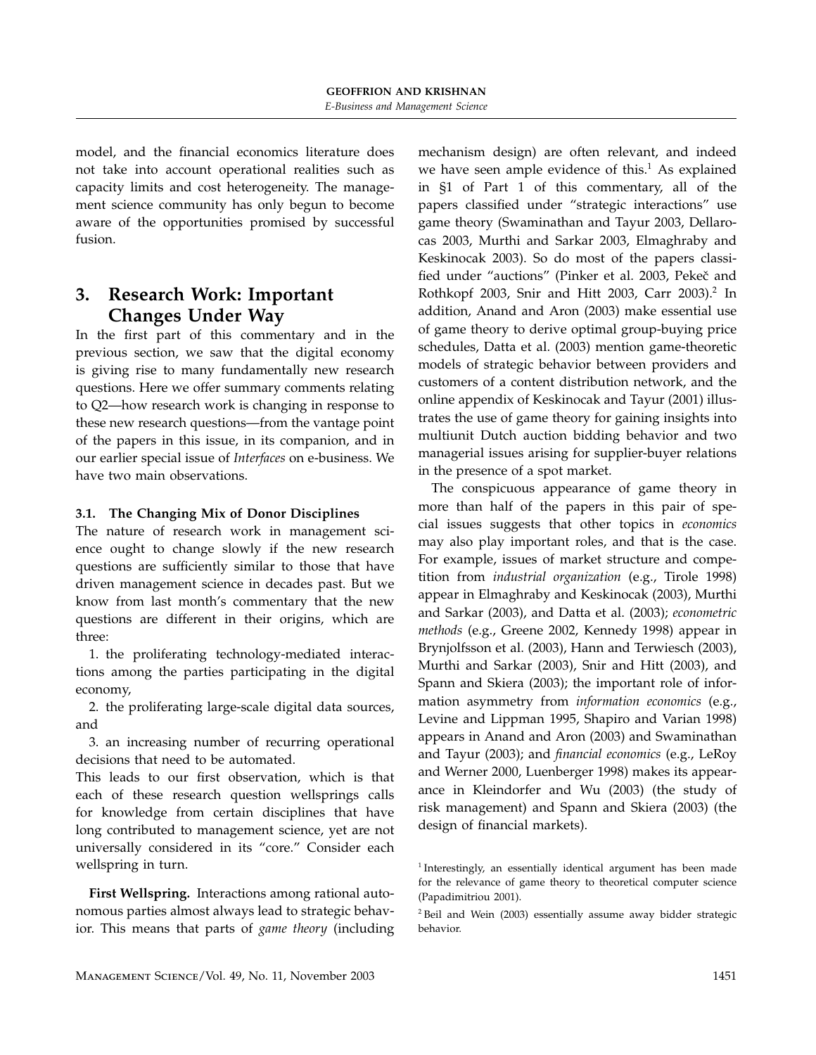model, and the financial economics literature does not take into account operational realities such as capacity limits and cost heterogeneity. The management science community has only begun to become aware of the opportunities promised by successful fusion.

## 3. Research Work: Important Changes Under Way

In the first part of this commentary and in the previous section, we saw that the digital economy is giving rise to many fundamentally new research questions. Here we offer summary comments relating to Q2—how research work is changing in response to these new research questions—from the vantage point of the papers in this issue, in its companion, and in our earlier special issue of *Interfaces* on e-business. We have two main observations.

### 3.1. The Changing Mix of Donor Disciplines

The nature of research work in management science ought to change slowly if the new research questions are sufficiently similar to those that have driven management science in decades past. But we know from last month's commentary that the new questions are different in their origins, which are three:

1. the proliferating technology-mediated interactions among the parties participating in the digital economy,
2. the proliferating large-scale digital data sources, and
3. an increasing number of recurring operational decisions that need to be automated.

This leads to our first observation, which is that each of these research question wellsprings calls for knowledge from certain disciplines that have long contributed to management science, yet are not universally considered in its "core." Consider each wellspring in turn.

**First Wellspring.** Interactions among rational autonomous parties almost always lead to strategic behavior. This means that parts of *game theory* (including mechanism design) are often relevant, and indeed we have seen ample evidence of this.[1] As explained in §1 of Part 1 of this commentary, all of the papers classified under "strategic interactions" use game theory (Swaminathan and Tayur 2003, Dellarocas 2003, Murthi and Sarkar 2003, Elmaghraby and Keskinocak 2003). So do most of the papers classified under "auctions" (Pinker et al. 2003, Pekeč and Rothkopf 2003, Snir and Hitt 2003, Carr 2003).[2] In addition, Anand and Aron (2003) make essential use of game theory to derive optimal group-buying price schedules, Datta et al. (2003) mention game-theoretic models of strategic behavior between providers and customers of a content distribution network, and the online appendix of Keskinocak and Tayur (2001) illustrates the use of game theory for gaining insights into multiunit Dutch auction bidding behavior and two managerial issues arising for supplier-buyer relations in the presence of a spot market.

The conspicuous appearance of game theory in more than half of the papers in this pair of special issues suggests that other topics in *economics* may also play important roles, and that is the case. For example, issues of market structure and competition from *industrial organization* (e.g., Tirole 1998) appear in Elmaghraby and Keskinocak (2003), Murthi and Sarkar (2003), and Datta et al. (2003); *econometric methods* (e.g., Greene 2002, Kennedy 1998) appear in Brynjolfsson et al. (2003), Hann and Terwiesch (2003), Murthi and Sarkar (2003), Snir and Hitt (2003), and Spann and Skiera (2003); the important role of information asymmetry from *information economics* (e.g., Levine and Lippman 1995, Shapiro and Varian 1998) appears in Anand and Aron (2003) and Swaminathan and Tayur (2003); and *financial economics* (e.g., LeRoy and Werner 2000, Luenberger 1998) makes its appearance in Kleindorfer and Wu (2003) (the study of risk management) and Spann and Skiera (2003) (the design of financial markets).

[1] Interestingly, an essentially identical argument has been made for the relevance of game theory to theoretical computer science (Papadimitriou 2001).

[2] Beil and Wein (2003) essentially assume away bidder strategic behavior.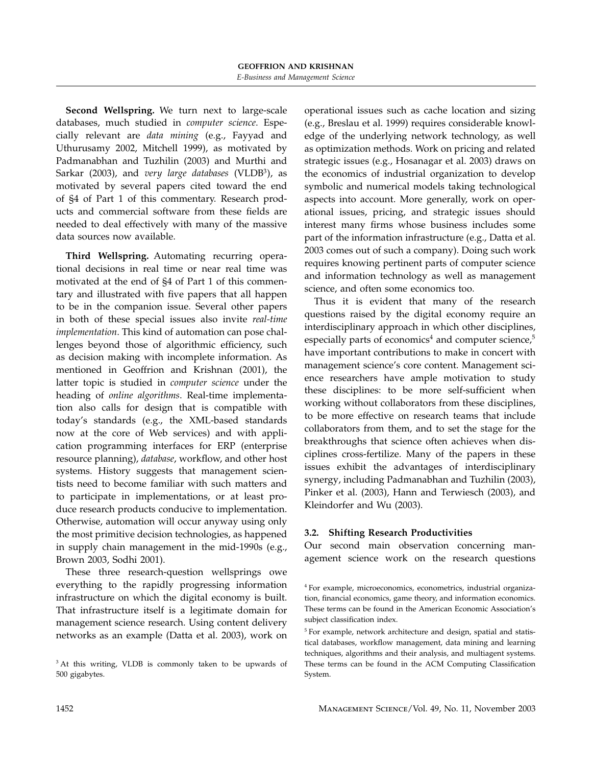**Second Wellspring.** We turn next to large-scale databases, much studied in *computer science*. Especially relevant are *data mining* (e.g., Fayyad and Uthurusamy 2002, Mitchell 1999), as motivated by Padmanabhan and Tuzhilin (2003) and Murthi and Sarkar (2003), and *very large databases* (VLDB[3]), as motivated by several papers cited toward the end of §4 of Part 1 of this commentary. Research products and commercial software from these fields are needed to deal effectively with many of the massive data sources now available.

**Third Wellspring.** Automating recurring operational decisions in real time or near real time was motivated at the end of §4 of Part 1 of this commentary and illustrated with five papers that all happen to be in the companion issue. Several other papers in both of these special issues also invite *real-time implementation*. This kind of automation can pose challenges beyond those of algorithmic efficiency, such as decision making with incomplete information. As mentioned in Geoffrion and Krishnan (2001), the latter topic is studied in *computer science* under the heading of *online algorithms*. Real-time implementation also calls for design that is compatible with today's standards (e.g., the XML-based standards now at the core of Web services) and with application programming interfaces for ERP (enterprise resource planning), *database*, workflow, and other host systems. History suggests that management scientists need to become familiar with such matters and to participate in implementations, or at least produce research products conducive to implementation. Otherwise, automation will occur anyway using only the most primitive decision technologies, as happened in supply chain management in the mid-1990s (e.g., Brown 2003, Sodhi 2001).

These three research-question wellsprings owe everything to the rapidly progressing information infrastructure on which the digital economy is built. That infrastructure itself is a legitimate domain for management science research. Using content delivery networks as an example (Datta et al. 2003), work on operational issues such as cache location and sizing (e.g., Breslau et al. 1999) requires considerable knowledge of the underlying network technology, as well as optimization methods. Work on pricing and related strategic issues (e.g., Hosanagar et al. 2003) draws on the economics of industrial organization to develop symbolic and numerical models taking technological aspects into account. More generally, work on operational issues, pricing, and strategic issues should interest many firms whose business includes some part of the information infrastructure (e.g., Datta et al. 2003 comes out of such a company). Doing such work requires knowing pertinent parts of computer science and information technology as well as management science, and often some economics too.

Thus it is evident that many of the research questions raised by the digital economy require an interdisciplinary approach in which other disciplines, especially parts of economics[4] and computer science,[5] have important contributions to make in concert with management science's core content. Management science researchers have ample motivation to study these disciplines: to be more self-sufficient when working without collaborators from these disciplines, to be more effective on research teams that include collaborators from them, and to set the stage for the breakthroughs that science often achieves when disciplines cross-fertilize. Many of the papers in these issues exhibit the advantages of interdisciplinary synergy, including Padmanabhan and Tuzhilin (2003), Pinker et al. (2003), Hann and Terwiesch (2003), and Kleindorfer and Wu (2003).

### 3.2. Shifting Research Productivities

Our second main observation concerning management science work on the research questions

[3] At this writing, VLDB is commonly taken to be upwards of 500 gigabytes.

[4] For example, microeconomics, econometrics, industrial organization, financial economics, game theory, and information economics. These terms can be found in the American Economic Association's subject classification index.

[5] For example, network architecture and design, spatial and statistical databases, workflow management, data mining and learning techniques, algorithms and their analysis, and multiagent systems. These terms can be found in the ACM Computing Classification System.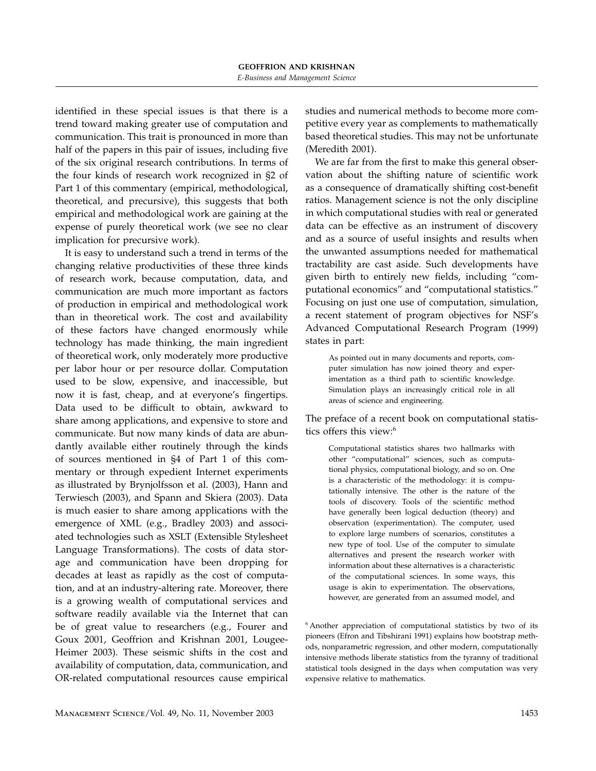identified in these special issues is that there is a trend toward making greater use of computation and communication. This trait is pronounced in more than half of the papers in this pair of issues, including five of the six original research contributions. In terms of the four kinds of research work recognized in §2 of Part 1 of this commentary (empirical, methodological, theoretical, and precursive), this suggests that both empirical and methodological work are gaining at the expense of purely theoretical work (we see no clear implication for precursive work).

It is easy to understand such a trend in terms of the changing relative productivities of these three kinds of research work, because computation, data, and communication are much more important as factors of production in empirical and methodological work than in theoretical work. The cost and availability of these factors have changed enormously while technology has made thinking, the main ingredient of theoretical work, only moderately more productive per labor hour or per resource dollar. Computation used to be slow, expensive, and inaccessible, but now it is fast, cheap, and at everyone's fingertips. Data used to be difficult to obtain, awkward to share among applications, and expensive to store and communicate. But now many kinds of data are abundantly available either routinely through the kinds of sources mentioned in §4 of Part 1 of this commentary or through expedient Internet experiments as illustrated by Brynjolfsson et al. (2003), Hann and Terwiesch (2003), and Spann and Skiera (2003). Data is much easier to share among applications with the emergence of XML (e.g., Bradley 2003) and associated technologies such as XSLT (Extensible Stylesheet Language Transformations). The costs of data storage and communication have been dropping for decades at least as rapidly as the cost of computation, and at an industry-altering rate. Moreover, there is a growing wealth of computational services and software readily available via the Internet that can be of great value to researchers (e.g., Fourer and Goux 2001, Geoffrion and Krishnan 2001, Lougee-Heimer 2003). These seismic shifts in the cost and availability of computation, data, communication, and OR-related computational resources cause empirical studies and numerical methods to become more competitive every year as complements to mathematically based theoretical studies. This may not be unfortunate (Meredith 2001).

We are far from the first to make this general observation about the shifting nature of scientific work as a consequence of dramatically shifting cost-benefit ratios. Management science is not the only discipline in which computational studies with real or generated data can be effective as an instrument of discovery and as a source of useful insights and results when the unwanted assumptions needed for mathematical tractability are cast aside. Such developments have given birth to entirely new fields, including "computational economics" and "computational statistics." Focusing on just one use of computation, simulation, a recent statement of program objectives for NSF's Advanced Computational Research Program (1999) states in part:

> As pointed out in many documents and reports, computer simulation has now joined theory and experimentation as a third path to scientific knowledge. Simulation plays an increasingly critical role in all areas of science and engineering.

The preface of a recent book on computational statistics offers this view:[6]

> Computational statistics shares two hallmarks with other "computational" sciences, such as computational physics, computational biology, and so on. One is a characteristic of the methodology: it is computationally intensive. The other is the nature of the tools of discovery. Tools of the scientific method have generally been logical deduction (theory) and observation (experimentation). The computer, used to explore large numbers of scenarios, constitutes a new type of tool. Use of the computer to simulate alternatives and present the research worker with information about these alternatives is a characteristic of the computational sciences. In some ways, this usage is akin to experimentation. The observations, however, are generated from an assumed model, and

[6] Another appreciation of computational statistics by two of its pioneers (Efron and Tibshirani 1991) explains how bootstrap methods, nonparametric regression, and other modern, computationally intensive methods liberate statistics from the tyranny of traditional statistical tools designed in the days when computation was very expensive relative to mathematics.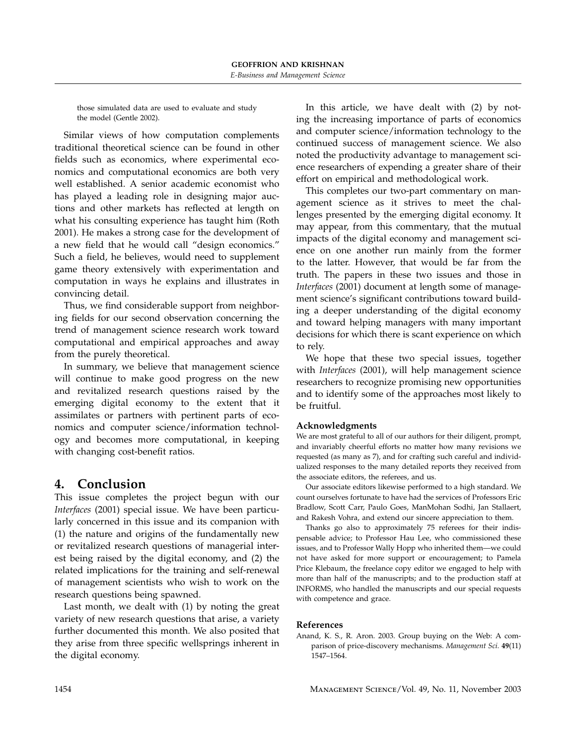those simulated data are used to evaluate and study the model (Gentle 2002).

Similar views of how computation complements traditional theoretical science can be found in other fields such as economics, where experimental economics and computational economics are both very well established. A senior academic economist who has played a leading role in designing major auctions and other markets has reflected at length on what his consulting experience has taught him (Roth 2001). He makes a strong case for the development of a new field that he would call "design economics." Such a field, he believes, would need to supplement game theory extensively with experimentation and computation in ways he explains and illustrates in convincing detail.

Thus, we find considerable support from neighboring fields for our second observation concerning the trend of management science research work toward computational and empirical approaches and away from the purely theoretical.

In summary, we believe that management science will continue to make good progress on the new and revitalized research questions raised by the emerging digital economy to the extent that it assimilates or partners with pertinent parts of economics and computer science/information technology and becomes more computational, in keeping with changing cost-benefit ratios.

## 4. Conclusion

This issue completes the project begun with our *Interfaces* (2001) special issue. We have been particularly concerned in this issue and its companion with (1) the nature and origins of the fundamentally new or revitalized research questions of managerial interest being raised by the digital economy, and (2) the related implications for the training and self-renewal of management scientists who wish to work on the research questions being spawned.

Last month, we dealt with (1) by noting the great variety of new research questions that arise, a variety further documented this month. We also posited that they arise from three specific wellsprings inherent in the digital economy.

In this article, we have dealt with (2) by noting the increasing importance of parts of economics and computer science/information technology to the continued success of management science. We also noted the productivity advantage to management science researchers of expending a greater share of their effort on empirical and methodological work.

This completes our two-part commentary on management science as it strives to meet the challenges presented by the emerging digital economy. It may appear, from this commentary, that the mutual impacts of the digital economy and management science on one another run mainly from the former to the latter. However, that would be far from the truth. The papers in these two issues and those in *Interfaces* (2001) document at length some of management science's significant contributions toward building a deeper understanding of the digital economy and toward helping managers with many important decisions for which there is scant experience on which to rely.

We hope that these two special issues, together with *Interfaces* (2001), will help management science researchers to recognize promising new opportunities and to identify some of the approaches most likely to be fruitful.

#### Acknowledgments

We are most grateful to all of our authors for their diligent, prompt, and invariably cheerful efforts no matter how many revisions we requested (as many as 7), and for crafting such careful and individualized responses to the many detailed reports they received from the associate editors, the referees, and us.

Our associate editors likewise performed to a high standard. We count ourselves fortunate to have had the services of Professors Eric Bradlow, Scott Carr, Paulo Goes, ManMohan Sodhi, Jan Stallaert, and Rakesh Vohra, and extend our sincere appreciation to them.

Thanks go also to approximately 75 referees for their indispensable advice; to Professor Hau Lee, who commissioned these issues, and to Professor Wally Hopp who inherited them—we could not have asked for more support or encouragement; to Pamela Price Klebaum, the freelance copy editor we engaged to help with more than half of the manuscripts; and to the production staff at INFORMS, who handled the manuscripts and our special requests with competence and grace.

#### References

Anand, K. S., R. Aron. 2003. Group buying on the Web: A comparison of price-discovery mechanisms. *Management Sci.* **49**(11) 1547–1564.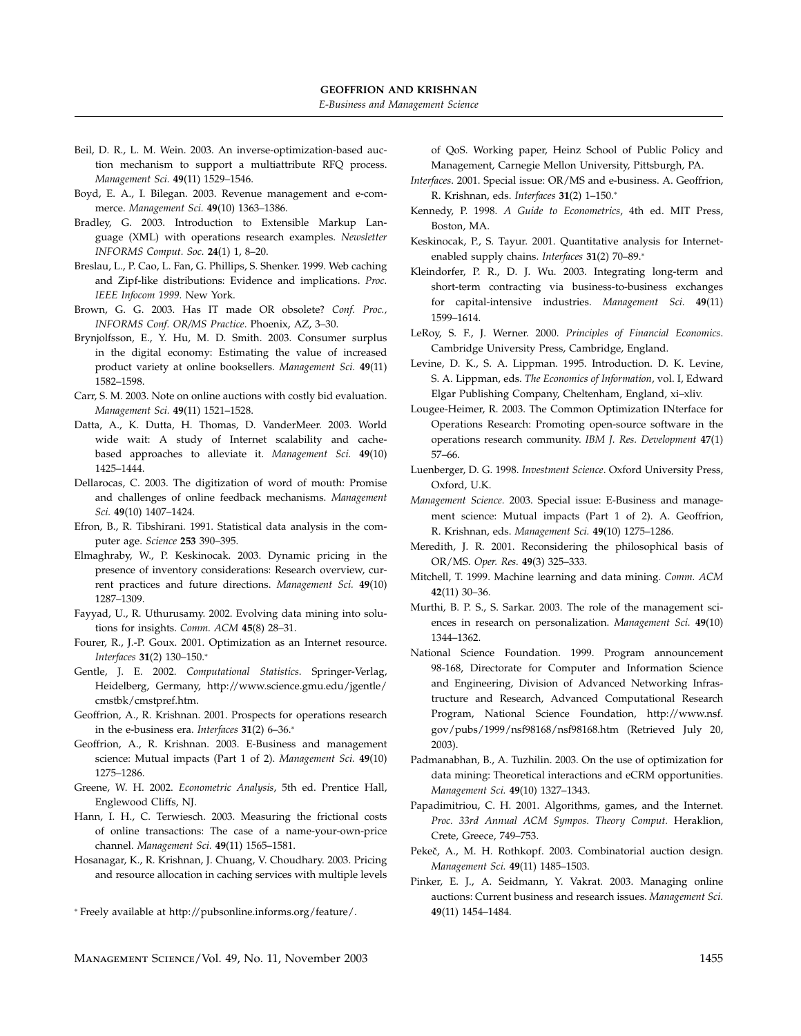Beil, D. R., L. M. Wein. 2003. An inverse-optimization-based auction mechanism to support a multiattribute RFQ process. *Management Sci.* **49**(11) 1529–1546.

Boyd, E. A., I. Bilegan. 2003. Revenue management and e-commerce. *Management Sci.* **49**(10) 1363–1386.

Bradley, G. 2003. Introduction to Extensible Markup Language (XML) with operations research examples. *Newsletter INFORMS Comput. Soc.* **24**(1) 1, 8–20.

Breslau, L., P. Cao, L. Fan, G. Phillips, S. Shenker. 1999. Web caching and Zipf-like distributions: Evidence and implications. *Proc. IEEE Infocom 1999*. New York.

Brown, G. G. 2003. Has IT made OR obsolete? *Conf. Proc., INFORMS Conf. OR/MS Practice*. Phoenix, AZ, 3–30.

Brynjolfsson, E., Y. Hu, M. D. Smith. 2003. Consumer surplus in the digital economy: Estimating the value of increased product variety at online booksellers. *Management Sci.* **49**(11) 1582–1598.

Carr, S. M. 2003. Note on online auctions with costly bid evaluation. *Management Sci.* **49**(11) 1521–1528.

Datta, A., K. Dutta, H. Thomas, D. VanderMeer. 2003. World wide wait: A study of Internet scalability and cache-based approaches to alleviate it. *Management Sci.* **49**(10) 1425–1444.

Dellarocas, C. 2003. The digitization of word of mouth: Promise and challenges of online feedback mechanisms. *Management Sci.* **49**(10) 1407–1424.

Efron, B., R. Tibshirani. 1991. Statistical data analysis in the computer age. *Science* **253** 390–395.

Elmaghraby, W., P. Keskinocak. 2003. Dynamic pricing in the presence of inventory considerations: Research overview, current practices and future directions. *Management Sci.* **49**(10) 1287–1309.

Fayyad, U., R. Uthurusamy. 2002. Evolving data mining into solutions for insights. *Comm. ACM* **45**(8) 28–31.

Fourer, R., J.-P. Goux. 2001. Optimization as an Internet resource. *Interfaces* **31**(2) 130–150.*

Gentle, J. E. 2002. *Computational Statistics*. Springer-Verlag, Heidelberg, Germany, http://www.science.gmu.edu/jgentle/cmstbk/cmstpref.htm.

Geoffrion, A., R. Krishnan. 2001. Prospects for operations research in the e-business era. *Interfaces* **31**(2) 6–36.*

Geoffrion, A., R. Krishnan. 2003. E-Business and management science: Mutual impacts (Part 1 of 2). *Management Sci.* **49**(10) 1275–1286.

Greene, W. H. 2002. *Econometric Analysis*, 5th ed. Prentice Hall, Englewood Cliffs, NJ.

Hann, I. H., C. Terwiesch. 2003. Measuring the frictional costs of online transactions: The case of a name-your-own-price channel. *Management Sci.* **49**(11) 1565–1581.

Hosanagar, K., R. Krishnan, J. Chuang, V. Choudhary. 2003. Pricing and resource allocation in caching services with multiple levels of QoS. Working paper, Heinz School of Public Policy and Management, Carnegie Mellon University, Pittsburgh, PA.

*Interfaces*. 2001. Special issue: OR/MS and e-business. A. Geoffrion, R. Krishnan, eds. *Interfaces* **31**(2) 1–150.*

Kennedy, P. 1998. *A Guide to Econometrics*, 4th ed. MIT Press, Boston, MA.

Keskinocak, P., S. Tayur. 2001. Quantitative analysis for Internet-enabled supply chains. *Interfaces* **31**(2) 70–89.*

Kleindorfer, P. R., D. J. Wu. 2003. Integrating long-term and short-term contracting via business-to-business exchanges for capital-intensive industries. *Management Sci.* **49**(11) 1599–1614.

LeRoy, S. F., J. Werner. 2000. *Principles of Financial Economics*. Cambridge University Press, Cambridge, England.

Levine, D. K., S. A. Lippman. 1995. Introduction. D. K. Levine, S. A. Lippman, eds. *The Economics of Information*, vol. I, Edward Elgar Publishing Company, Cheltenham, England, xi–xliv.

Lougee-Heimer, R. 2003. The Common Optimization INterface for Operations Research: Promoting open-source software in the operations research community. *IBM J. Res. Development* **47**(1) 57–66.

Luenberger, D. G. 1998. *Investment Science*. Oxford University Press, Oxford, U.K.

*Management Science*. 2003. Special issue: E-Business and management science: Mutual impacts (Part 1 of 2). A. Geoffrion, R. Krishnan, eds. *Management Sci.* **49**(10) 1275–1286.

Meredith, J. R. 2001. Reconsidering the philosophical basis of OR/MS. *Oper. Res.* **49**(3) 325–333.

Mitchell, T. 1999. Machine learning and data mining. *Comm. ACM* **42**(11) 30–36.

Murthi, B. P. S., S. Sarkar. 2003. The role of the management sciences in research on personalization. *Management Sci.* **49**(10) 1344–1362.

National Science Foundation. 1999. Program announcement 98-168, Directorate for Computer and Information Science and Engineering, Division of Advanced Networking Infrastructure and Research, Advanced Computational Research Program, National Science Foundation, http://www.nsf.gov/pubs/1999/nsf98168/nsf98168.htm (Retrieved July 20, 2003).

Padmanabhan, B., A. Tuzhilin. 2003. On the use of optimization for data mining: Theoretical interactions and eCRM opportunities. *Management Sci.* **49**(10) 1327–1343.

Papadimitriou, C. H. 2001. Algorithms, games, and the Internet. *Proc. 33rd Annual ACM Sympos. Theory Comput.* Heraklion, Crete, Greece, 749–753.

Pekeč, A., M. H. Rothkopf. 2003. Combinatorial auction design. *Management Sci.* **49**(11) 1485–1503.

Pinker, E. J., A. Seidmann, Y. Vakrat. 2003. Managing online auctions: Current business and research issues. *Management Sci.* **49**(11) 1454–1484.

* Freely available at http://pubsonline.informs.org/feature/.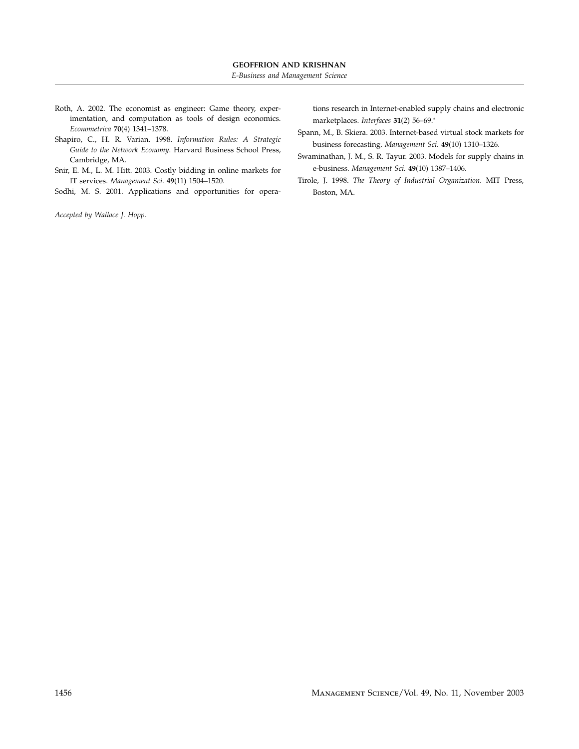Roth, A. 2002. The economist as engineer: Game theory, experimentation, and computation as tools of design economics. *Econometrica* **70**(4) 1341–1378.

Shapiro, C., H. R. Varian. 1998. *Information Rules: A Strategic Guide to the Network Economy*. Harvard Business School Press, Cambridge, MA.

Snir, E. M., L. M. Hitt. 2003. Costly bidding in online markets for IT services. *Management Sci.* **49**(11) 1504–1520.

Sodhi, M. S. 2001. Applications and opportunities for operations research in Internet-enabled supply chains and electronic marketplaces. *Interfaces* **31**(2) 56–69.*

Spann, M., B. Skiera. 2003. Internet-based virtual stock markets for business forecasting. *Management Sci.* **49**(10) 1310–1326.

Swaminathan, J. M., S. R. Tayur. 2003. Models for supply chains in e-business. *Management Sci.* **49**(10) 1387–1406.

Tirole, J. 1998. *The Theory of Industrial Organization*. MIT Press, Boston, MA.

*Accepted by Wallace J. Hopp.*